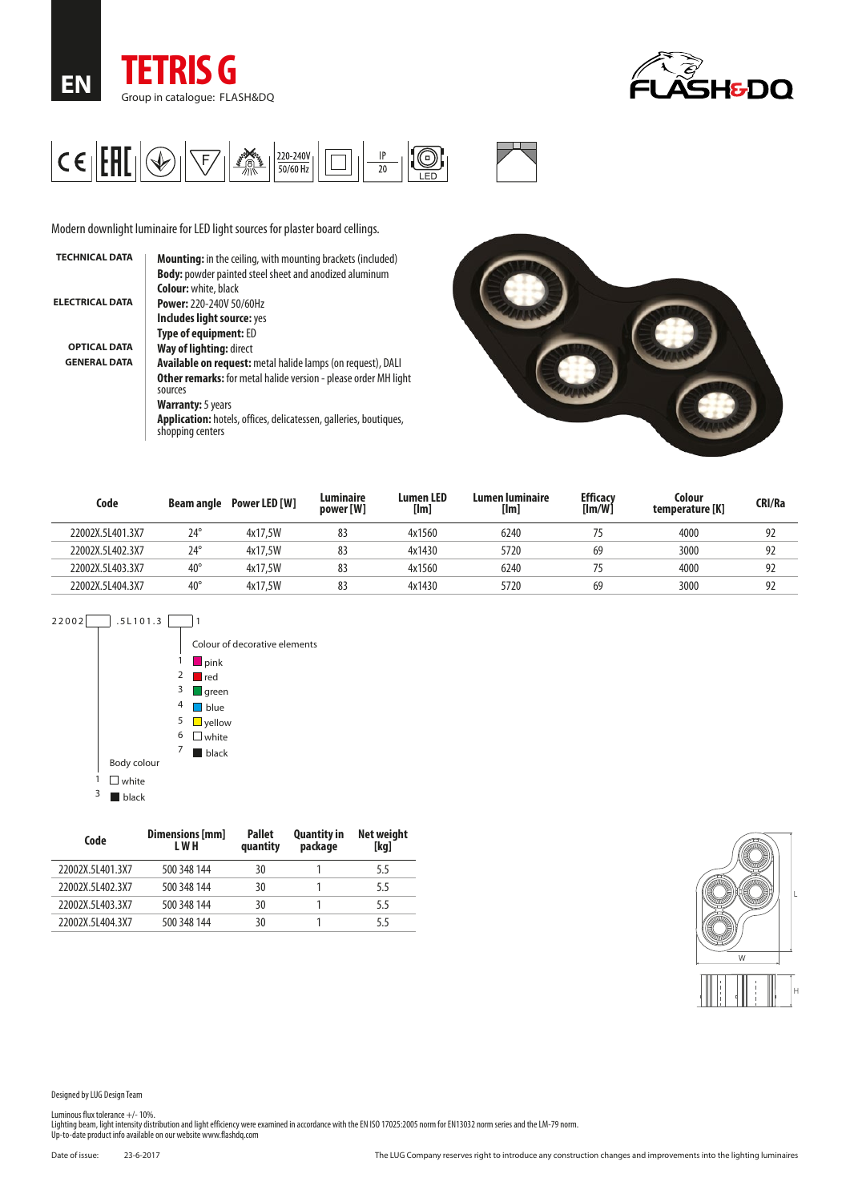EN

# TETRIS G

Group in catalogue: FLASH&DQ

FLASH&DQ

220-240V 50/60 Hz

IP 20

LED

Modern downlight luminaire for LED light sources for plaster board cellings.

**TECHNICAL DATA**

**Mounting:** in the ceiling, with mounting brackets (included)
**Body:** powder painted steel sheet and anodized aluminum
**Colour:** white, black

**ELECTRICAL DATA**

**Power:** 220-240V 50/60Hz
**Includes light source:** yes
**Type of equipment:** ED

**OPTICAL DATA**

**Way of lighting:** direct

**GENERAL DATA**

**Available on request:** metal halide lamps (on request), DALI
**Other remarks:** for metal halide version - please order MH light sources
**Warranty:** 5 years
**Application:** hotels, offices, delicatessen, galleries, boutiques, shopping centers

| Code | Beam angle | Power LED [W] | Luminaire power [W] | Lumen LED [lm] | Lumen luminaire [lm] | Efficacy [lm/W] | Colour temperature [K] | CRI/Ra |
|---|---|---|---|---|---|---|---|---|
| 22002X.5L401.3X7 | 24° | 4x17,5W | 83 | 4x1560 | 6240 | 75 | 4000 | 92 |
| 22002X.5L402.3X7 | 24° | 4x17,5W | 83 | 4x1430 | 5720 | 69 | 3000 | 92 |
| 22002X.5L403.3X7 | 40° | 4x17,5W | 83 | 4x1560 | 6240 | 75 | 4000 | 92 |
| 22002X.5L404.3X7 | 40° | 4x17,5W | 83 | 4x1430 | 5720 | 69 | 3000 | 92 |

22002[ ].5L101.3[ ]1

Colour of decorative elements
- 1 pink
- 2 red
- 3 green
- 4 blue
- 5 yellow
- 6 white
- 7 black

Body colour
- 1 white
- 3 black

| Code | Dimensions [mm] L W H | Pallet quantity | Quantity in package | Net weight [kg] |
|---|---|---|---|---|
| 22002X.5L401.3X7 | 500 348 144 | 30 | 1 | 5.5 |
| 22002X.5L402.3X7 | 500 348 144 | 30 | 1 | 5.5 |
| 22002X.5L403.3X7 | 500 348 144 | 30 | 1 | 5.5 |
| 22002X.5L404.3X7 | 500 348 144 | 30 | 1 | 5.5 |

L W H

Designed by LUG Design Team

Luminous flux tolerance +/- 10%.
Lighting beam, light intensity distribution and light efficiency were examined in accordance with the EN ISO 17025:2005 norm for EN13032 norm series and the LM-79 norm.
Up-to-date product info available on our website www.flashdq.com

Date of issue: 23-6-2017

The LUG Company reserves right to introduce any construction changes and improvements into the lighting luminaires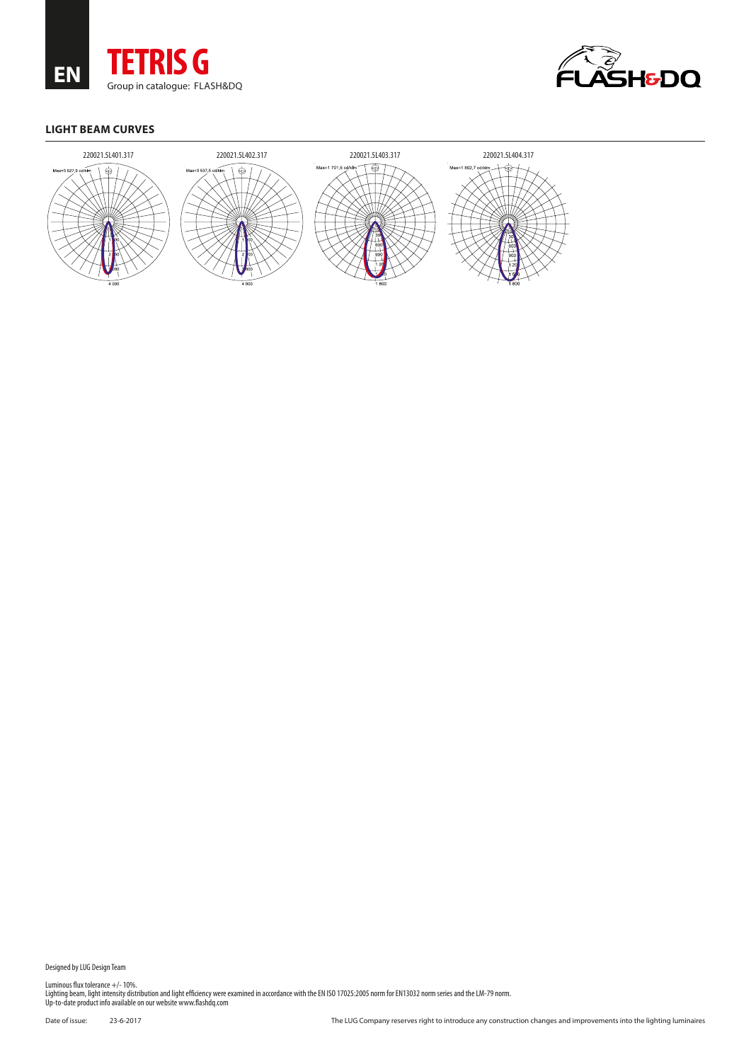**EN**

# TETRIS G

Group in catalogue: FLASH&DQ

## LIGHT BEAM CURVES

220021.5L401.317

Max=3 527,9 cd/klm

4 000

220021.5L402.317

Max=3 537,5 cd/klm

4 000

220021.5L403.317

Max=1 701,6 cd/klm

1 800

220021.5L404.317

Max=1 802,7 cd/klm

1 800

Designed by LUG Design Team

Luminous flux tolerance +/- 10%.
Lighting beam, light intensity distribution and light efficiency were examined in accordance with the EN ISO 17025:2005 norm for EN13032 norm series and the LM-79 norm.
Up-to-date product info available on our website www.flashdq.com

Date of issue: 23-6-2017

The LUG Company reserves right to introduce any construction changes and improvements into the lighting luminaires